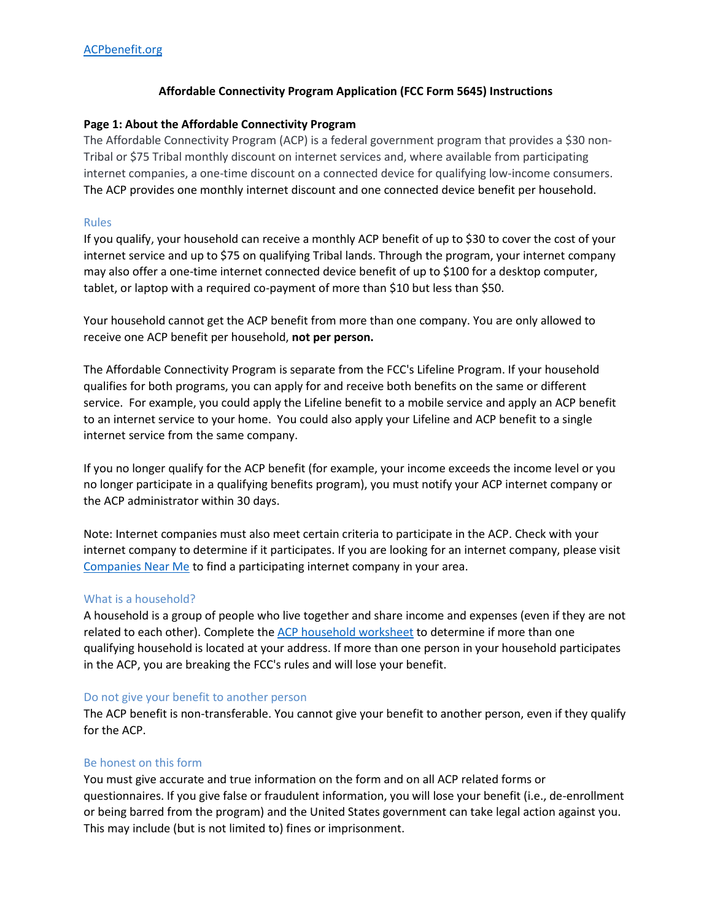[ACPbenefit.org](ACPbenefit.org)

# Affordable Connectivity Program Application (FCC Form 5645) Instructions

## Page 1: About the Affordable Connectivity Program

The Affordable Connectivity Program (ACP) is a federal government program that provides a $30 non-Tribal or $75 Tribal monthly discount on internet services and, where available from participating internet companies, a one-time discount on a connected device for qualifying low-income consumers. The ACP provides one monthly internet discount and one connected device benefit per household.

### Rules

If you qualify, your household can receive a monthly ACP benefit of up to $30 to cover the cost of your internet service and up to $75 on qualifying Tribal lands. Through the program, your internet company may also offer a one-time internet connected device benefit of up to $100 for a desktop computer, tablet, or laptop with a required co-payment of more than $10 but less than $50.

Your household cannot get the ACP benefit from more than one company. You are only allowed to receive one ACP benefit per household, **not per person.**

The Affordable Connectivity Program is separate from the FCC's Lifeline Program. If your household qualifies for both programs, you can apply for and receive both benefits on the same or different service. For example, you could apply the Lifeline benefit to a mobile service and apply an ACP benefit to an internet service to your home. You could also apply your Lifeline and ACP benefit to a single internet service from the same company.

If you no longer qualify for the ACP benefit (for example, your income exceeds the income level or you no longer participate in a qualifying benefits program), you must notify your ACP internet company or the ACP administrator within 30 days.

Note: Internet companies must also meet certain criteria to participate in the ACP. Check with your internet company to determine if it participates. If you are looking for an internet company, please visit Companies Near Me to find a participating internet company in your area.

### What is a household?

A household is a group of people who live together and share income and expenses (even if they are not related to each other). Complete the ACP household worksheet to determine if more than one qualifying household is located at your address. If more than one person in your household participates in the ACP, you are breaking the FCC's rules and will lose your benefit.

### Do not give your benefit to another person

The ACP benefit is non-transferable. You cannot give your benefit to another person, even if they qualify for the ACP.

### Be honest on this form

You must give accurate and true information on the form and on all ACP related forms or questionnaires. If you give false or fraudulent information, you will lose your benefit (i.e., de-enrollment or being barred from the program) and the United States government can take legal action against you. This may include (but is not limited to) fines or imprisonment.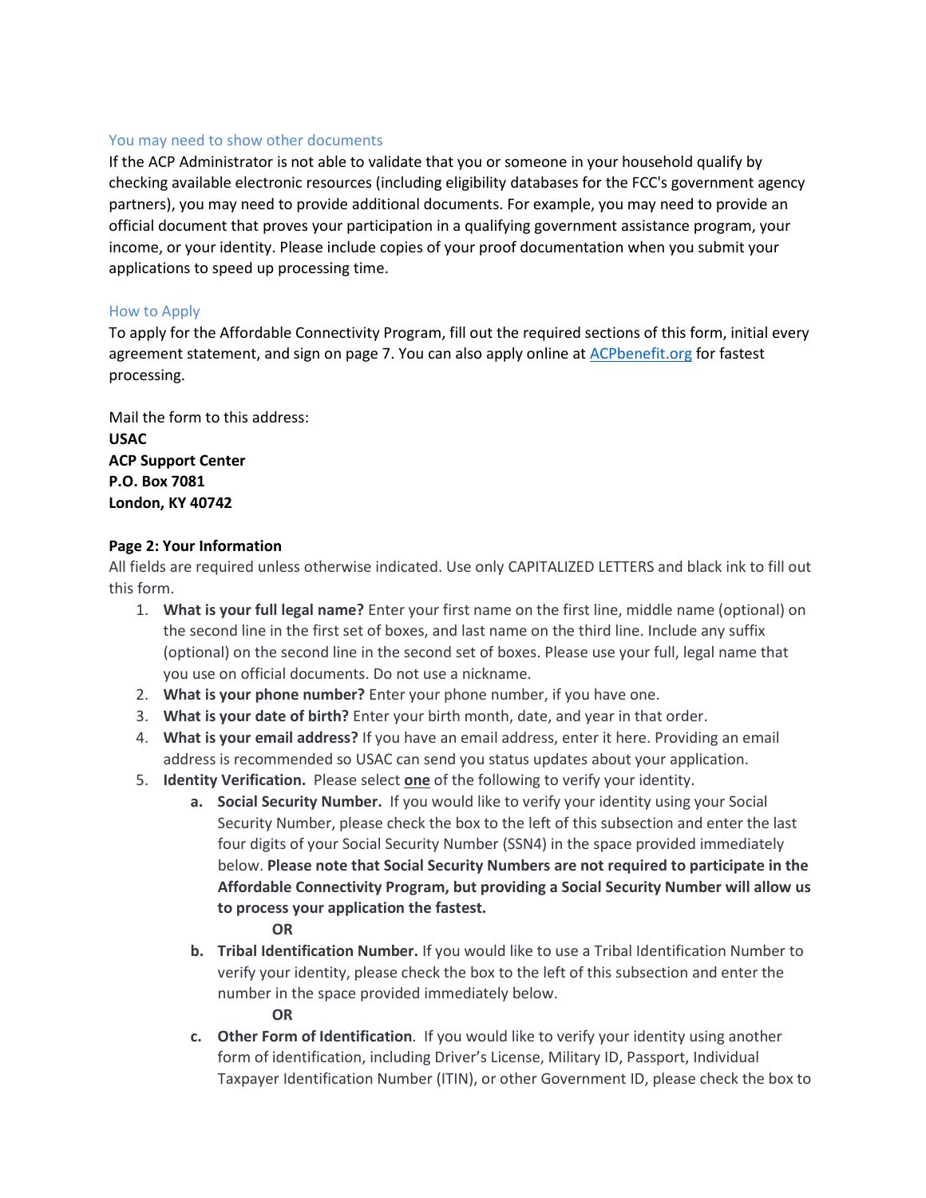### You may need to show other documents

If the ACP Administrator is not able to validate that you or someone in your household qualify by checking available electronic resources (including eligibility databases for the FCC's government agency partners), you may need to provide additional documents. For example, you may need to provide an official document that proves your participation in a qualifying government assistance program, your income, or your identity. Please include copies of your proof documentation when you submit your applications to speed up processing time.

### How to Apply

To apply for the Affordable Connectivity Program, fill out the required sections of this form, initial every agreement statement, and sign on page 7. You can also apply online at [ACPbenefit.org](ACPbenefit.org) for fastest processing.

Mail the form to this address:

**USAC**
**ACP Support Center**
**P.O. Box 7081**
**London, KY 40742**

**Page 2: Your Information**

All fields are required unless otherwise indicated. Use only CAPITALIZED LETTERS and black ink to fill out this form.

1. **What is your full legal name?** Enter your first name on the first line, middle name (optional) on the second line in the first set of boxes, and last name on the third line. Include any suffix (optional) on the second line in the second set of boxes. Please use your full, legal name that you use on official documents. Do not use a nickname.
2. **What is your phone number?** Enter your phone number, if you have one.
3. **What is your date of birth?** Enter your birth month, date, and year in that order.
4. **What is your email address?** If you have an email address, enter it here. Providing an email address is recommended so USAC can send you status updates about your application.
5. **Identity Verification.** Please select **one** of the following to verify your identity.
    a. **Social Security Number.** If you would like to verify your identity using your Social Security Number, please check the box to the left of this subsection and enter the last four digits of your Social Security Number (SSN4) in the space provided immediately below. **Please note that Social Security Numbers are not required to participate in the Affordable Connectivity Program, but providing a Social Security Number will allow us to process your application the fastest.**

       **OR**

    b. **Tribal Identification Number.** If you would like to use a Tribal Identification Number to verify your identity, please check the box to the left of this subsection and enter the number in the space provided immediately below.

       **OR**

    c. **Other Form of Identification**. If you would like to verify your identity using another form of identification, including Driver's License, Military ID, Passport, Individual Taxpayer Identification Number (ITIN), or other Government ID, please check the box to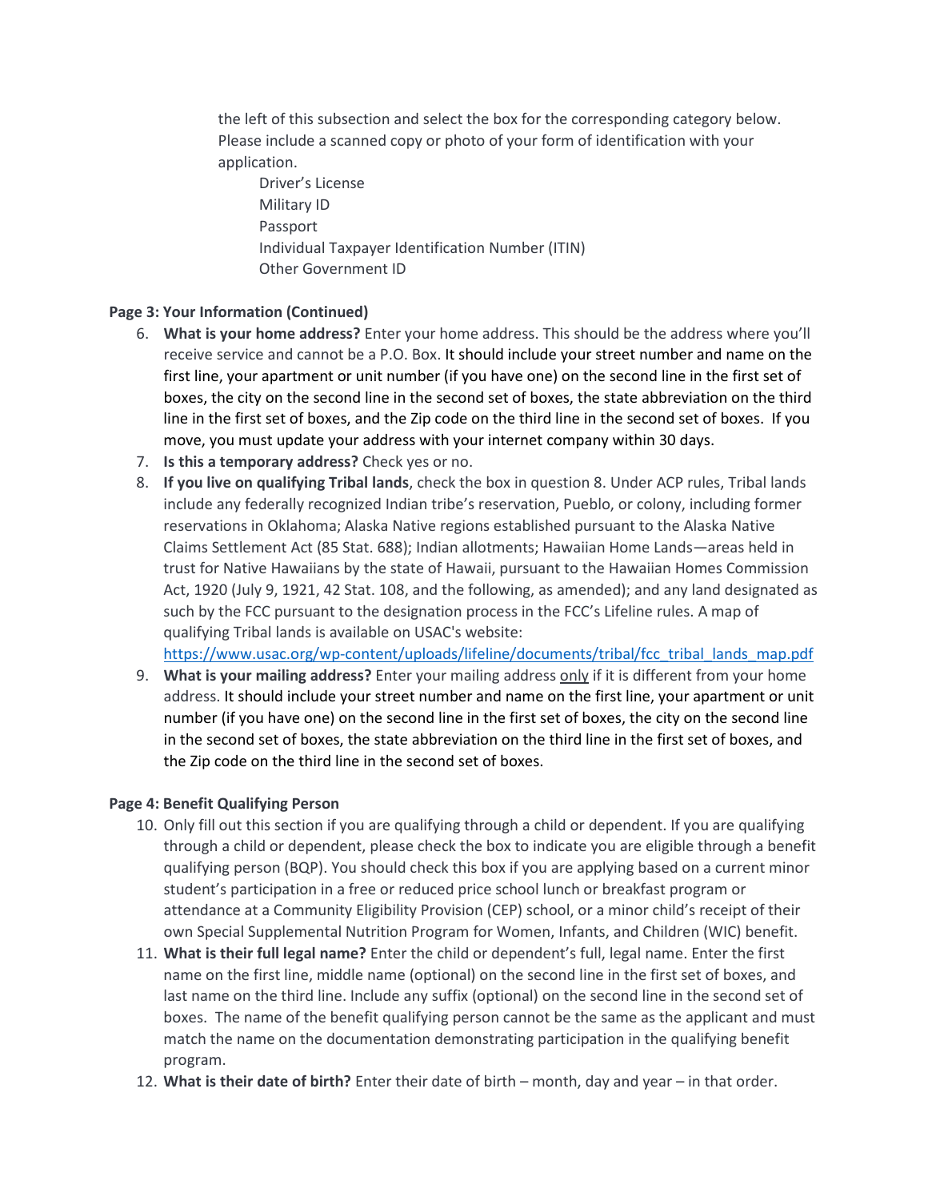the left of this subsection and select the box for the corresponding category below. Please include a scanned copy or photo of your form of identification with your application.

- Driver's License
- Military ID
- Passport
- Individual Taxpayer Identification Number (ITIN)
- Other Government ID

**Page 3: Your Information (Continued)**

6. **What is your home address?** Enter your home address. This should be the address where you'll receive service and cannot be a P.O. Box. It should include your street number and name on the first line, your apartment or unit number (if you have one) on the second line in the first set of boxes, the city on the second line in the second set of boxes, the state abbreviation on the third line in the first set of boxes, and the Zip code on the third line in the second set of boxes. If you move, you must update your address with your internet company within 30 days.
7. **Is this a temporary address?** Check yes or no.
8. **If you live on qualifying Tribal lands**, check the box in question 8. Under ACP rules, Tribal lands include any federally recognized Indian tribe's reservation, Pueblo, or colony, including former reservations in Oklahoma; Alaska Native regions established pursuant to the Alaska Native Claims Settlement Act (85 Stat. 688); Indian allotments; Hawaiian Home Lands—areas held in trust for Native Hawaiians by the state of Hawaii, pursuant to the Hawaiian Homes Commission Act, 1920 (July 9, 1921, 42 Stat. 108, and the following, as amended); and any land designated as such by the FCC pursuant to the designation process in the FCC's Lifeline rules. A map of qualifying Tribal lands is available on USAC's website: [https://www.usac.org/wp-content/uploads/lifeline/documents/tribal/fcc_tribal_lands_map.pdf](https://www.usac.org/wp-content/uploads/lifeline/documents/tribal/fcc_tribal_lands_map.pdf)
9. **What is your mailing address?** Enter your mailing address <u>only</u> if it is different from your home address. It should include your street number and name on the first line, your apartment or unit number (if you have one) on the second line in the first set of boxes, the city on the second line in the second set of boxes, the state abbreviation on the third line in the first set of boxes, and the Zip code on the third line in the second set of boxes.

**Page 4: Benefit Qualifying Person**

10. Only fill out this section if you are qualifying through a child or dependent. If you are qualifying through a child or dependent, please check the box to indicate you are eligible through a benefit qualifying person (BQP). You should check this box if you are applying based on a current minor student's participation in a free or reduced price school lunch or breakfast program or attendance at a Community Eligibility Provision (CEP) school, or a minor child's receipt of their own Special Supplemental Nutrition Program for Women, Infants, and Children (WIC) benefit.
11. **What is their full legal name?** Enter the child or dependent's full, legal name. Enter the first name on the first line, middle name (optional) on the second line in the first set of boxes, and last name on the third line. Include any suffix (optional) on the second line in the second set of boxes. The name of the benefit qualifying person cannot be the same as the applicant and must match the name on the documentation demonstrating participation in the qualifying benefit program.
12. **What is their date of birth?** Enter their date of birth – month, day and year – in that order.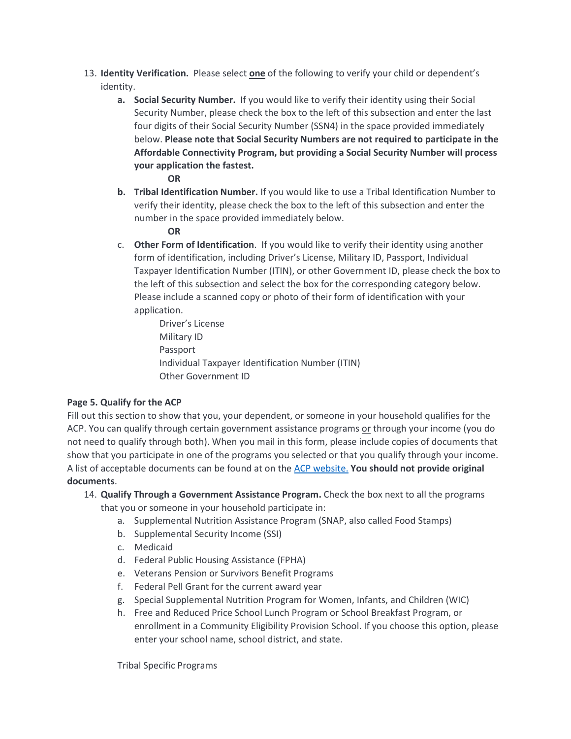13. **Identity Verification.** Please select **one** of the following to verify your child or dependent's identity.
    a. **Social Security Number.** If you would like to verify their identity using their Social Security Number, please check the box to the left of this subsection and enter the last four digits of their Social Security Number (SSN4) in the space provided immediately below. **Please note that Social Security Numbers are not required to participate in the Affordable Connectivity Program, but providing a Social Security Number will process your application the fastest.**

       **OR**

    b. **Tribal Identification Number.** If you would like to use a Tribal Identification Number to verify their identity, please check the box to the left of this subsection and enter the number in the space provided immediately below.

       **OR**

    c. **Other Form of Identification**. If you would like to verify their identity using another form of identification, including Driver's License, Military ID, Passport, Individual Taxpayer Identification Number (ITIN), or other Government ID, please check the box to the left of this subsection and select the box for the corresponding category below. Please include a scanned copy or photo of their form of identification with your application.

       Driver's License
       Military ID
       Passport
       Individual Taxpayer Identification Number (ITIN)
       Other Government ID

**Page 5. Qualify for the ACP**

Fill out this section to show that you, your dependent, or someone in your household qualifies for the ACP. You can qualify through certain government assistance programs or through your income (you do not need to qualify through both). When you mail in this form, please include copies of documents that show that you participate in one of the programs you selected or that you qualify through your income. A list of acceptable documents can be found at on the ACP website. **You should not provide original documents**.

14. **Qualify Through a Government Assistance Program.** Check the box next to all the programs that you or someone in your household participate in:
    a. Supplemental Nutrition Assistance Program (SNAP, also called Food Stamps)
    b. Supplemental Security Income (SSI)
    c. Medicaid
    d. Federal Public Housing Assistance (FPHA)
    e. Veterans Pension or Survivors Benefit Programs
    f. Federal Pell Grant for the current award year
    g. Special Supplemental Nutrition Program for Women, Infants, and Children (WIC)
    h. Free and Reduced Price School Lunch Program or School Breakfast Program, or enrollment in a Community Eligibility Provision School. If you choose this option, please enter your school name, school district, and state.

    Tribal Specific Programs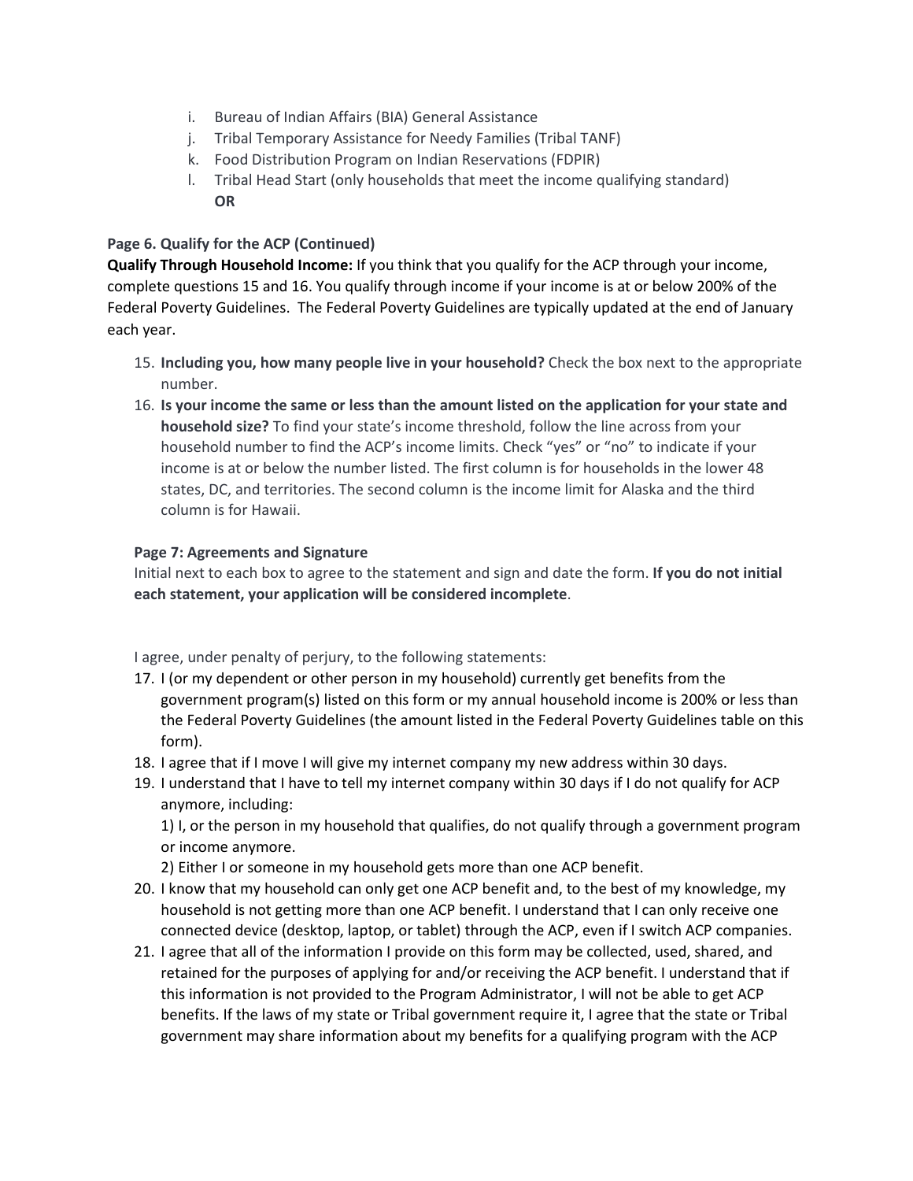i. Bureau of Indian Affairs (BIA) General Assistance
j. Tribal Temporary Assistance for Needy Families (Tribal TANF)
k. Food Distribution Program on Indian Reservations (FDPIR)
l. Tribal Head Start (only households that meet the income qualifying standard)
**OR**

**Page 6. Qualify for the ACP (Continued)**

**Qualify Through Household Income:** If you think that you qualify for the ACP through your income, complete questions 15 and 16. You qualify through income if your income is at or below 200% of the Federal Poverty Guidelines. The Federal Poverty Guidelines are typically updated at the end of January each year.

15. **Including you, how many people live in your household?** Check the box next to the appropriate number.
16. **Is your income the same or less than the amount listed on the application for your state and household size?** To find your state's income threshold, follow the line across from your household number to find the ACP's income limits. Check "yes" or "no" to indicate if your income is at or below the number listed. The first column is for households in the lower 48 states, DC, and territories. The second column is the income limit for Alaska and the third column is for Hawaii.

**Page 7: Agreements and Signature**

Initial next to each box to agree to the statement and sign and date the form. **If you do not initial each statement, your application will be considered incomplete**.

I agree, under penalty of perjury, to the following statements:

17. I (or my dependent or other person in my household) currently get benefits from the government program(s) listed on this form or my annual household income is 200% or less than the Federal Poverty Guidelines (the amount listed in the Federal Poverty Guidelines table on this form).
18. I agree that if I move I will give my internet company my new address within 30 days.
19. I understand that I have to tell my internet company within 30 days if I do not qualify for ACP anymore, including:
    1) I, or the person in my household that qualifies, do not qualify through a government program or income anymore.
    2) Either I or someone in my household gets more than one ACP benefit.
20. I know that my household can only get one ACP benefit and, to the best of my knowledge, my household is not getting more than one ACP benefit. I understand that I can only receive one connected device (desktop, laptop, or tablet) through the ACP, even if I switch ACP companies.
21. I agree that all of the information I provide on this form may be collected, used, shared, and retained for the purposes of applying for and/or receiving the ACP benefit. I understand that if this information is not provided to the Program Administrator, I will not be able to get ACP benefits. If the laws of my state or Tribal government require it, I agree that the state or Tribal government may share information about my benefits for a qualifying program with the ACP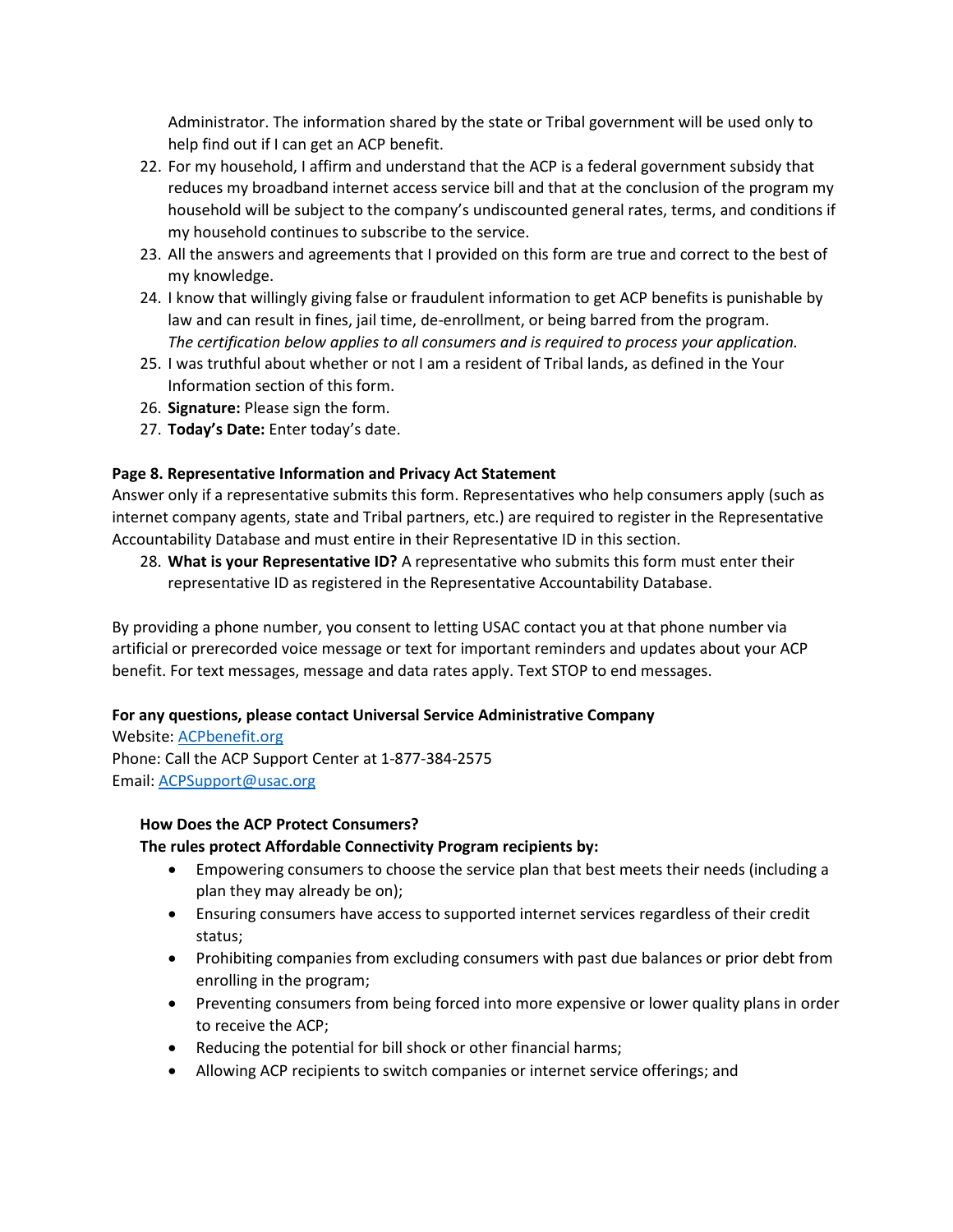Administrator. The information shared by the state or Tribal government will be used only to help find out if I can get an ACP benefit.

22. For my household, I affirm and understand that the ACP is a federal government subsidy that reduces my broadband internet access service bill and that at the conclusion of the program my household will be subject to the company's undiscounted general rates, terms, and conditions if my household continues to subscribe to the service.
23. All the answers and agreements that I provided on this form are true and correct to the best of my knowledge.
24. I know that willingly giving false or fraudulent information to get ACP benefits is punishable by law and can result in fines, jail time, de-enrollment, or being barred from the program.
    *The certification below applies to all consumers and is required to process your application.*
25. I was truthful about whether or not I am a resident of Tribal lands, as defined in the Your Information section of this form.
26. **Signature:** Please sign the form.
27. **Today's Date:** Enter today's date.

**Page 8. Representative Information and Privacy Act Statement**

Answer only if a representative submits this form. Representatives who help consumers apply (such as internet company agents, state and Tribal partners, etc.) are required to register in the Representative Accountability Database and must entire in their Representative ID in this section.

28. **What is your Representative ID?** A representative who submits this form must enter their representative ID as registered in the Representative Accountability Database.

By providing a phone number, you consent to letting USAC contact you at that phone number via artificial or prerecorded voice message or text for important reminders and updates about your ACP benefit. For text messages, message and data rates apply. Text STOP to end messages.

**For any questions, please contact Universal Service Administrative Company**

Website: ACPbenefit.org
Phone: Call the ACP Support Center at 1-877-384-2575
Email: ACPSupport@usac.org

**How Does the ACP Protect Consumers?**

**The rules protect Affordable Connectivity Program recipients by:**

- Empowering consumers to choose the service plan that best meets their needs (including a plan they may already be on);
- Ensuring consumers have access to supported internet services regardless of their credit status;
- Prohibiting companies from excluding consumers with past due balances or prior debt from enrolling in the program;
- Preventing consumers from being forced into more expensive or lower quality plans in order to receive the ACP;
- Reducing the potential for bill shock or other financial harms;
- Allowing ACP recipients to switch companies or internet service offerings; and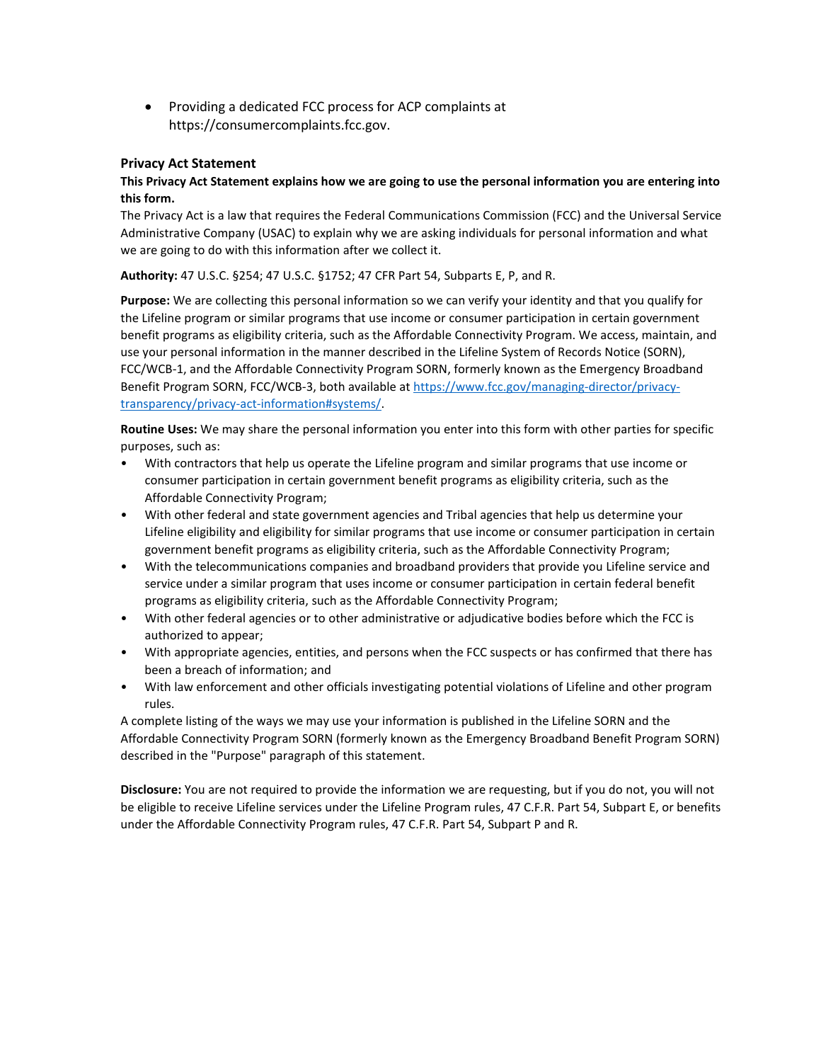- Providing a dedicated FCC process for ACP complaints at https://consumercomplaints.fcc.gov.

### Privacy Act Statement

**This Privacy Act Statement explains how we are going to use the personal information you are entering into this form.**

The Privacy Act is a law that requires the Federal Communications Commission (FCC) and the Universal Service Administrative Company (USAC) to explain why we are asking individuals for personal information and what we are going to do with this information after we collect it.

**Authority:** 47 U.S.C. §254; 47 U.S.C. §1752; 47 CFR Part 54, Subparts E, P, and R.

**Purpose:** We are collecting this personal information so we can verify your identity and that you qualify for the Lifeline program or similar programs that use income or consumer participation in certain government benefit programs as eligibility criteria, such as the Affordable Connectivity Program. We access, maintain, and use your personal information in the manner described in the Lifeline System of Records Notice (SORN), FCC/WCB-1, and the Affordable Connectivity Program SORN, formerly known as the Emergency Broadband Benefit Program SORN, FCC/WCB-3, both available at [https://www.fcc.gov/managing-director/privacy-transparency/privacy-act-information#systems/](https://www.fcc.gov/managing-director/privacy-transparency/privacy-act-information#systems/).

**Routine Uses:** We may share the personal information you enter into this form with other parties for specific purposes, such as:

- With contractors that help us operate the Lifeline program and similar programs that use income or consumer participation in certain government benefit programs as eligibility criteria, such as the Affordable Connectivity Program;
- With other federal and state government agencies and Tribal agencies that help us determine your Lifeline eligibility and eligibility for similar programs that use income or consumer participation in certain government benefit programs as eligibility criteria, such as the Affordable Connectivity Program;
- With the telecommunications companies and broadband providers that provide you Lifeline service and service under a similar program that uses income or consumer participation in certain federal benefit programs as eligibility criteria, such as the Affordable Connectivity Program;
- With other federal agencies or to other administrative or adjudicative bodies before which the FCC is authorized to appear;
- With appropriate agencies, entities, and persons when the FCC suspects or has confirmed that there has been a breach of information; and
- With law enforcement and other officials investigating potential violations of Lifeline and other program rules.

A complete listing of the ways we may use your information is published in the Lifeline SORN and the Affordable Connectivity Program SORN (formerly known as the Emergency Broadband Benefit Program SORN) described in the "Purpose" paragraph of this statement.

**Disclosure:** You are not required to provide the information we are requesting, but if you do not, you will not be eligible to receive Lifeline services under the Lifeline Program rules, 47 C.F.R. Part 54, Subpart E, or benefits under the Affordable Connectivity Program rules, 47 C.F.R. Part 54, Subpart P and R.